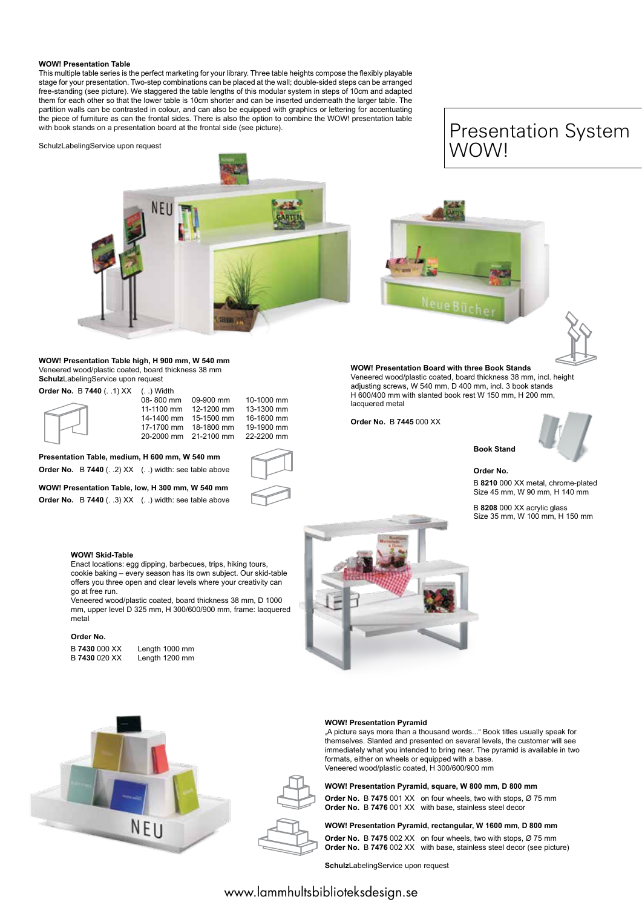# Presentation System WOW!

**WOW! Presentation Table**

This multiple table series is the perfect marketing for your library. Three table heights compose the flexibly playable stage for your presentation. Two-step combinations can be placed at the wall; double-sided steps can be arranged free-standing (see picture). We staggered the table lengths of this modular system in steps of 10cm and adapted them for each other so that the lower table is 10cm shorter and can be inserted underneath the larger table. The partition walls can be contrasted in colour, and can also be equipped with graphics or lettering for accentuating the piece of furniture as can the frontal sides. There is also the option to combine the WOW! presentation table with book stands on a presentation board at the frontal side (see picture).

SchulzLabelingService upon request

**WOW! Presentation Table high, H 900 mm, W 540 mm**
Veneered wood/plastic coated, board thickness 38 mm
**Schulz**LabelingService upon request

**Order No.** B **7440** (. .1) XX (. .) Width

| | | |
|---|---|---|
| 08- 800 mm | 09-900 mm | 10-1000 mm |
| 11-1100 mm | 12-1200 mm | 13-1300 mm |
| 14-1400 mm | 15-1500 mm | 16-1600 mm |
| 17-1700 mm | 18-1800 mm | 19-1900 mm |
| 20-2000 mm | 21-2100 mm | 22-2200 mm |

**Presentation Table, medium, H 600 mm, W 540 mm**
**Order No.** B **7440** (. .2) XX (. .) width: see table above

**WOW! Presentation Table, low, H 300 mm, W 540 mm**
**Order No.** B **7440** (. .3) XX (. .) width: see table above

**WOW! Presentation Board with three Book Stands**
Veneered wood/plastic coated, board thickness 38 mm, incl. height adjusting screws, W 540 mm, D 400 mm, incl. 3 book stands H 600/400 mm with slanted book rest W 150 mm, H 200 mm, lacquered metal

**Order No.** B **7445** 000 XX

**Book Stand**

**Order No.**

B **8210** 000 XX metal, chrome-plated
Size 45 mm, W 90 mm, H 140 mm

B **8208** 000 XX acrylic glass
Size 35 mm, W 100 mm, H 150 mm

**WOW! Skid-Table**

Enact locations: egg dipping, barbecues, trips, hiking tours, cookie baking – every season has its own subject. Our skid-table offers you three open and clear levels where your creativity can go at free run.
Veneered wood/plastic coated, board thickness 38 mm, D 1000 mm, upper level D 325 mm, H 300/600/900 mm, frame: lacquered metal

**Order No.**

B **7430** 000 XX Length 1000 mm
B **7430** 020 XX Length 1200 mm

**WOW! Presentation Pyramid**

„A picture says more than a thousand words..." Book titles usually speak for themselves. Slanted and presented on several levels, the customer will see immediately what you intended to bring near. The pyramid is available in two formats, either on wheels or equipped with a base.
Veneered wood/plastic coated, H 300/600/900 mm

**WOW! Presentation Pyramid, square, W 800 mm, D 800 mm**
**Order No.** B **7475** 001 XX on four wheels, two with stops, Ø 75 mm
**Order No.** B **7476** 001 XX with base, stainless steel decor

**WOW! Presentation Pyramid, rectangular, W 1600 mm, D 800 mm**
**Order No.** B **7475** 002 XX on four wheels, two with stops, Ø 75 mm
**Order No.** B **7476** 002 XX with base, stainless steel decor (see picture)

**Schulz**LabelingService upon request

www.lammhultsbiblioteksdesign.se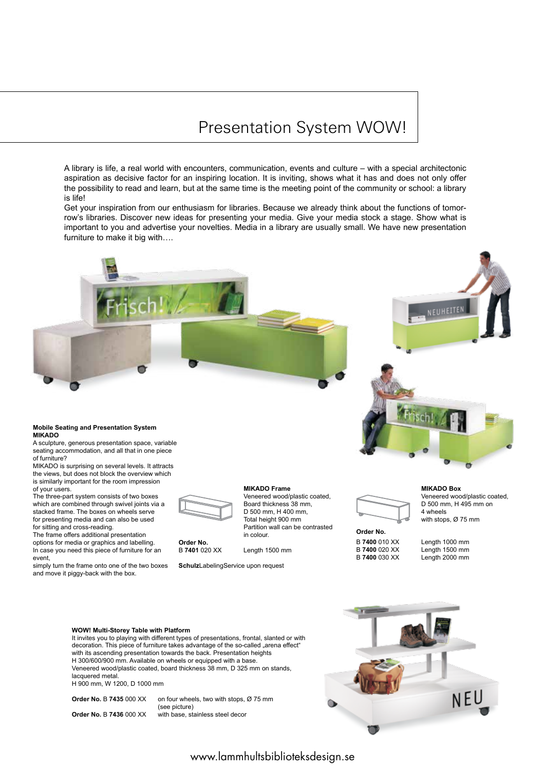# Presentation System WOW!

A library is life, a real world with encounters, communication, events and culture – with a special architectonic aspiration as decisive factor for an inspiring location. It is inviting, shows what it has and does not only offer the possibility to read and learn, but at the same time is the meeting point of the community or school: a library is life!

Get your inspiration from our enthusiasm for libraries. Because we already think about the functions of tomorrow's libraries. Discover new ideas for presenting your media. Give your media stock a stage. Show what is important to you and advertise your novelties. Media in a library are usually small. We have new presentation furniture to make it big with….

**Mobile Seating and Presentation System MIKADO**

A sculpture, generous presentation space, variable seating accommodation, and all that in one piece of furniture?

MIKADO is surprising on several levels. It attracts the views, but does not block the overview which is similarly important for the room impression of your users.

The three-part system consists of two boxes which are combined through swivel joints via a stacked frame. The boxes on wheels serve for presenting media and can also be used for sitting and cross-reading.

The frame offers additional presentation options for media or graphics and labelling.

In case you need this piece of furniture for an event,

simply turn the frame onto one of the two boxes and move it piggy-back with the box.

**MIKADO Frame**

Veneered wood/plastic coated,
Board thickness 38 mm,
D 500 mm, H 400 mm,
Total height 900 mm
Partition wall can be contrasted in colour.

**Order No.**
B **7401** 020 XX — Length 1500 mm

**Schulz**LabelingService upon request

**MIKADO Box**

Veneered wood/plastic coated,
D 500 mm, H 495 mm on
4 wheels
with stops, Ø 75 mm

**Order No.**

| | |
|---|---|
| B **7400** 010 XX | Length 1000 mm |
| B **7400** 020 XX | Length 1500 mm |
| B **7400** 030 XX | Length 2000 mm |

**WOW! Multi-Storey Table with Platform**

It invites you to playing with different types of presentations, frontal, slanted or with decoration. This piece of furniture takes advantage of the so-called „arena effect" with its ascending presentation towards the back. Presentation heights H 300/600/900 mm. Available on wheels or equipped with a base.
Veneered wood/plastic coated, board thickness 38 mm, D 325 mm on stands, lacquered metal.
H 900 mm, W 1200, D 1000 mm

| | |
|---|---|
| **Order No.** B **7435** 000 XX | on four wheels, two with stops, Ø 75 mm (see picture) |
| **Order No.** B **7436** 000 XX | with base, stainless steel decor |

www.lammhultsbiblioteksdesign.se